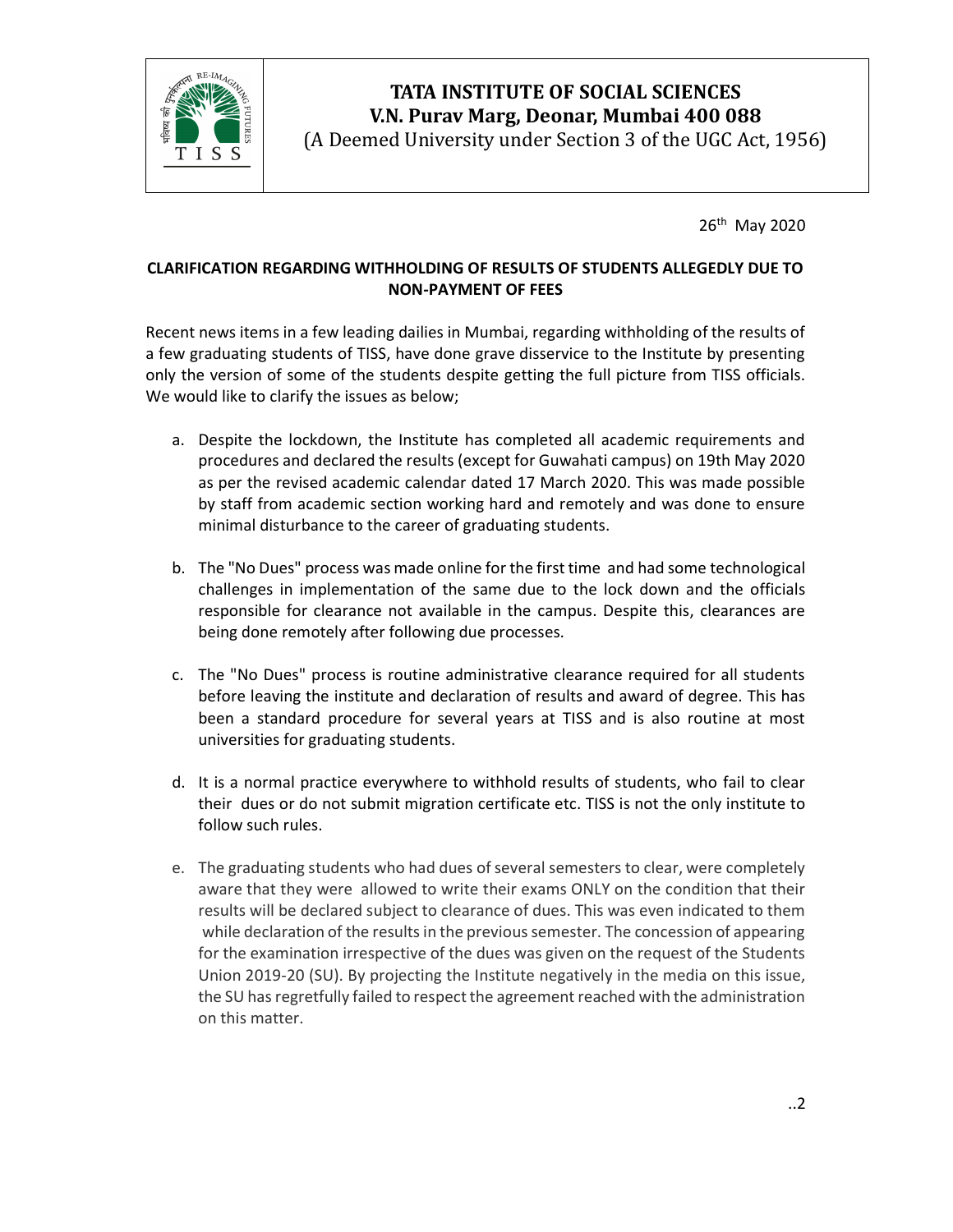# TATA INSTITUTE OF SOCIAL SCIENCES
**V.N. Purav Marg, Deonar, Mumbai 400 088**
(A Deemed University under Section 3 of the UGC Act, 1956)

26th May 2020

## CLARIFICATION REGARDING WITHHOLDING OF RESULTS OF STUDENTS ALLEGEDLY DUE TO NON-PAYMENT OF FEES

Recent news items in a few leading dailies in Mumbai, regarding withholding of the results of a few graduating students of TISS, have done grave disservice to the Institute by presenting only the version of some of the students despite getting the full picture from TISS officials. We would like to clarify the issues as below;

a. Despite the lockdown, the Institute has completed all academic requirements and procedures and declared the results (except for Guwahati campus) on 19th May 2020 as per the revised academic calendar dated 17 March 2020. This was made possible by staff from academic section working hard and remotely and was done to ensure minimal disturbance to the career of graduating students.

b. The "No Dues" process was made online for the first time and had some technological challenges in implementation of the same due to the lock down and the officials responsible for clearance not available in the campus. Despite this, clearances are being done remotely after following due processes.

c. The "No Dues" process is routine administrative clearance required for all students before leaving the institute and declaration of results and award of degree. This has been a standard procedure for several years at TISS and is also routine at most universities for graduating students.

d. It is a normal practice everywhere to withhold results of students, who fail to clear their dues or do not submit migration certificate etc. TISS is not the only institute to follow such rules.

e. The graduating students who had dues of several semesters to clear, were completely aware that they were allowed to write their exams ONLY on the condition that their results will be declared subject to clearance of dues. This was even indicated to them while declaration of the results in the previous semester. The concession of appearing for the examination irrespective of the dues was given on the request of the Students Union 2019-20 (SU). By projecting the Institute negatively in the media on this issue, the SU has regretfully failed to respect the agreement reached with the administration on this matter.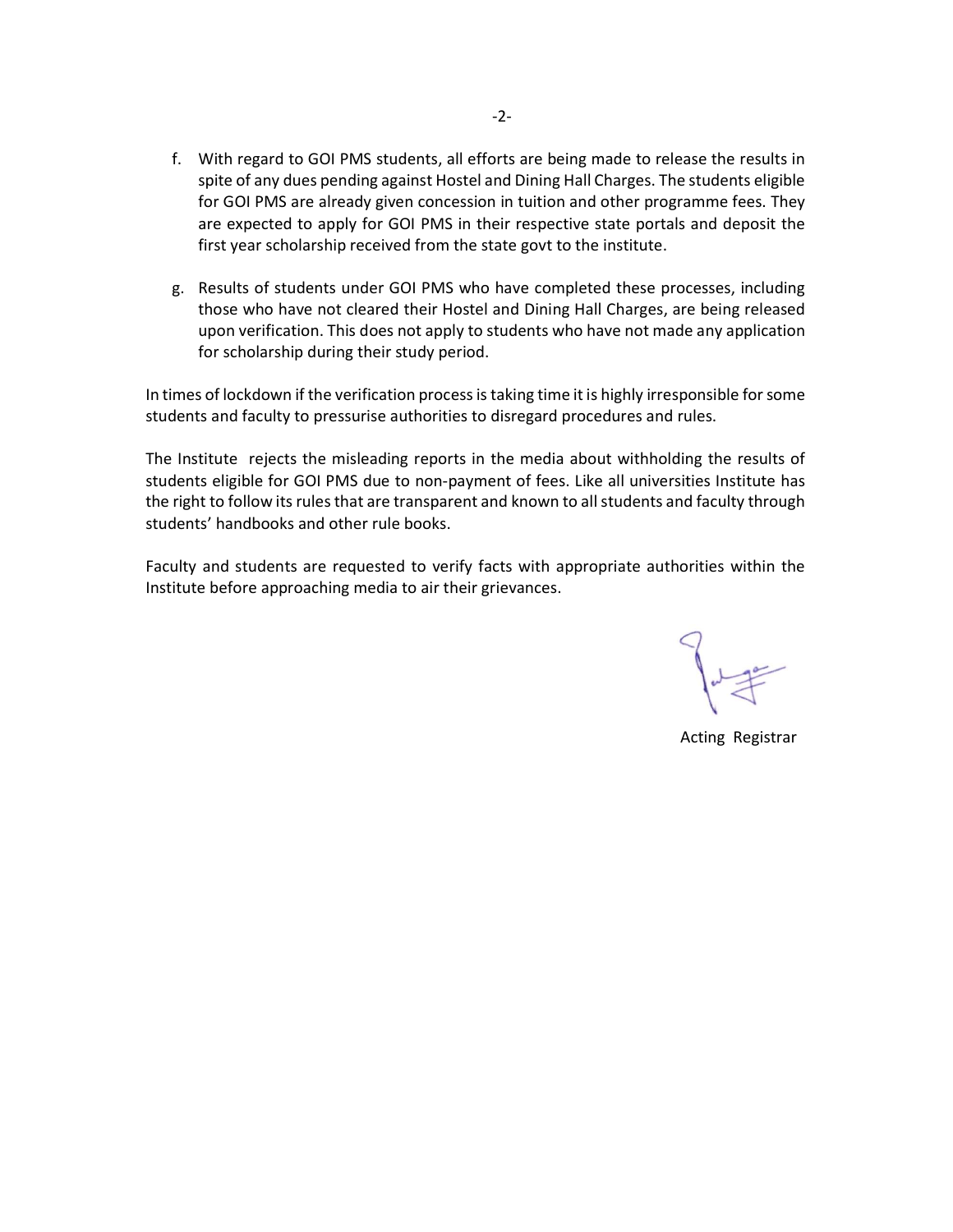f. With regard to GOI PMS students, all efforts are being made to release the results in spite of any dues pending against Hostel and Dining Hall Charges. The students eligible for GOI PMS are already given concession in tuition and other programme fees. They are expected to apply for GOI PMS in their respective state portals and deposit the first year scholarship received from the state govt to the institute.

g. Results of students under GOI PMS who have completed these processes, including those who have not cleared their Hostel and Dining Hall Charges, are being released upon verification. This does not apply to students who have not made any application for scholarship during their study period.

In times of lockdown if the verification process is taking time it is highly irresponsible for some students and faculty to pressurise authorities to disregard procedures and rules.

The Institute rejects the misleading reports in the media about withholding the results of students eligible for GOI PMS due to non-payment of fees. Like all universities Institute has the right to follow its rules that are transparent and known to all students and faculty through students' handbooks and other rule books.

Faculty and students are requested to verify facts with appropriate authorities within the Institute before approaching media to air their grievances.

Acting Registrar